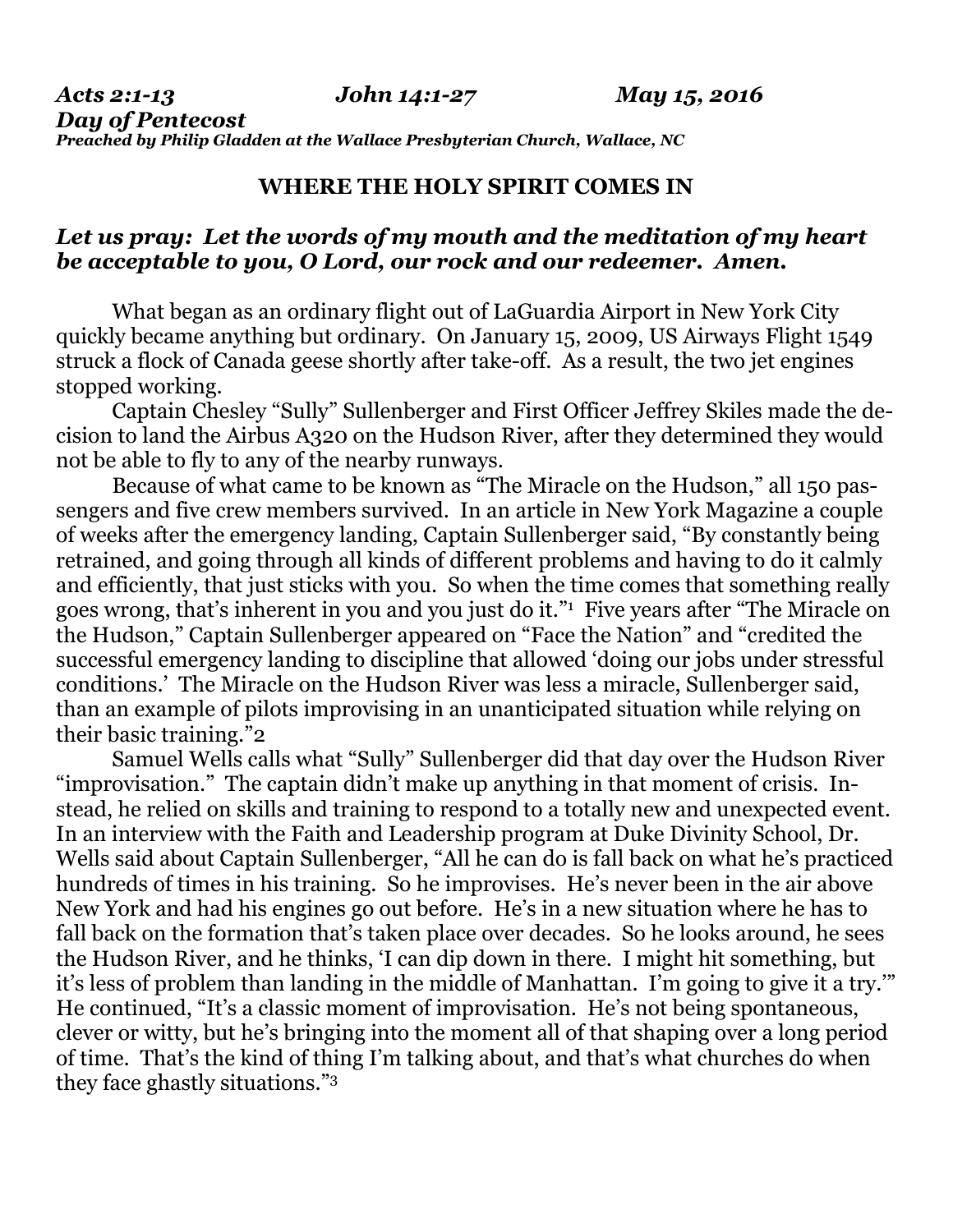***Acts 2:1-13 John 14:1-27 May 15, 2016***
***Day of Pentecost***
***Preached by Philip Gladden at the Wallace Presbyterian Church, Wallace, NC***

## WHERE THE HOLY SPIRIT COMES IN

***Let us pray: Let the words of my mouth and the meditation of my heart be acceptable to you, O Lord, our rock and our redeemer. Amen.***

What began as an ordinary flight out of LaGuardia Airport in New York City quickly became anything but ordinary. On January 15, 2009, US Airways Flight 1549 struck a flock of Canada geese shortly after take-off. As a result, the two jet engines stopped working.

Captain Chesley "Sully" Sullenberger and First Officer Jeffrey Skiles made the decision to land the Airbus A320 on the Hudson River, after they determined they would not be able to fly to any of the nearby runways.

Because of what came to be known as "The Miracle on the Hudson," all 150 passengers and five crew members survived. In an article in New York Magazine a couple of weeks after the emergency landing, Captain Sullenberger said, "By constantly being retrained, and going through all kinds of different problems and having to do it calmly and efficiently, that just sticks with you. So when the time comes that something really goes wrong, that's inherent in you and you just do it."[1] Five years after "The Miracle on the Hudson," Captain Sullenberger appeared on "Face the Nation" and "credited the successful emergency landing to discipline that allowed 'doing our jobs under stressful conditions.' The Miracle on the Hudson River was less a miracle, Sullenberger said, than an example of pilots improvising in an unanticipated situation while relying on their basic training."[2]

Samuel Wells calls what "Sully" Sullenberger did that day over the Hudson River "improvisation." The captain didn't make up anything in that moment of crisis. Instead, he relied on skills and training to respond to a totally new and unexpected event. In an interview with the Faith and Leadership program at Duke Divinity School, Dr. Wells said about Captain Sullenberger, "All he can do is fall back on what he's practiced hundreds of times in his training. So he improvises. He's never been in the air above New York and had his engines go out before. He's in a new situation where he has to fall back on the formation that's taken place over decades. So he looks around, he sees the Hudson River, and he thinks, 'I can dip down in there. I might hit something, but it's less of problem than landing in the middle of Manhattan. I'm going to give it a try.'" He continued, "It's a classic moment of improvisation. He's not being spontaneous, clever or witty, but he's bringing into the moment all of that shaping over a long period of time. That's the kind of thing I'm talking about, and that's what churches do when they face ghastly situations."[3]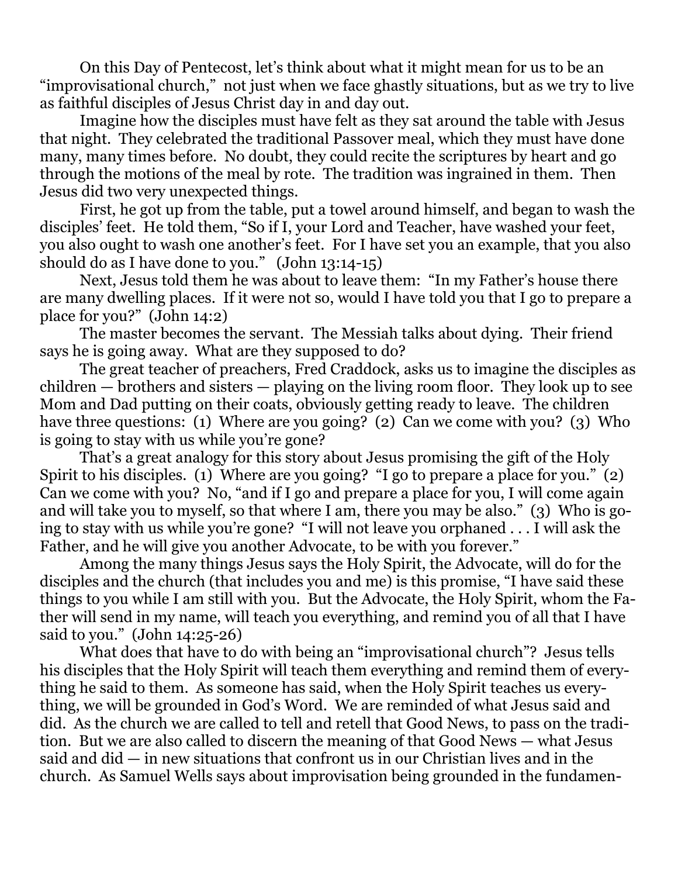On this Day of Pentecost, let's think about what it might mean for us to be an "improvisational church," not just when we face ghastly situations, but as we try to live as faithful disciples of Jesus Christ day in and day out.

Imagine how the disciples must have felt as they sat around the table with Jesus that night. They celebrated the traditional Passover meal, which they must have done many, many times before. No doubt, they could recite the scriptures by heart and go through the motions of the meal by rote. The tradition was ingrained in them. Then Jesus did two very unexpected things.

First, he got up from the table, put a towel around himself, and began to wash the disciples' feet. He told them, "So if I, your Lord and Teacher, have washed your feet, you also ought to wash one another's feet. For I have set you an example, that you also should do as I have done to you." (John 13:14-15)

Next, Jesus told them he was about to leave them: "In my Father's house there are many dwelling places. If it were not so, would I have told you that I go to prepare a place for you?" (John 14:2)

The master becomes the servant. The Messiah talks about dying. Their friend says he is going away. What are they supposed to do?

The great teacher of preachers, Fred Craddock, asks us to imagine the disciples as children — brothers and sisters — playing on the living room floor. They look up to see Mom and Dad putting on their coats, obviously getting ready to leave. The children have three questions: (1) Where are you going? (2) Can we come with you? (3) Who is going to stay with us while you're gone?

That's a great analogy for this story about Jesus promising the gift of the Holy Spirit to his disciples. (1) Where are you going? "I go to prepare a place for you." (2) Can we come with you? No, "and if I go and prepare a place for you, I will come again and will take you to myself, so that where I am, there you may be also." (3) Who is going to stay with us while you're gone? "I will not leave you orphaned . . . I will ask the Father, and he will give you another Advocate, to be with you forever."

Among the many things Jesus says the Holy Spirit, the Advocate, will do for the disciples and the church (that includes you and me) is this promise, "I have said these things to you while I am still with you. But the Advocate, the Holy Spirit, whom the Father will send in my name, will teach you everything, and remind you of all that I have said to you." (John 14:25-26)

What does that have to do with being an "improvisational church"? Jesus tells his disciples that the Holy Spirit will teach them everything and remind them of everything he said to them. As someone has said, when the Holy Spirit teaches us everything, we will be grounded in God's Word. We are reminded of what Jesus said and did. As the church we are called to tell and retell that Good News, to pass on the tradition. But we are also called to discern the meaning of that Good News — what Jesus said and did — in new situations that confront us in our Christian lives and in the church. As Samuel Wells says about improvisation being grounded in the fundamen-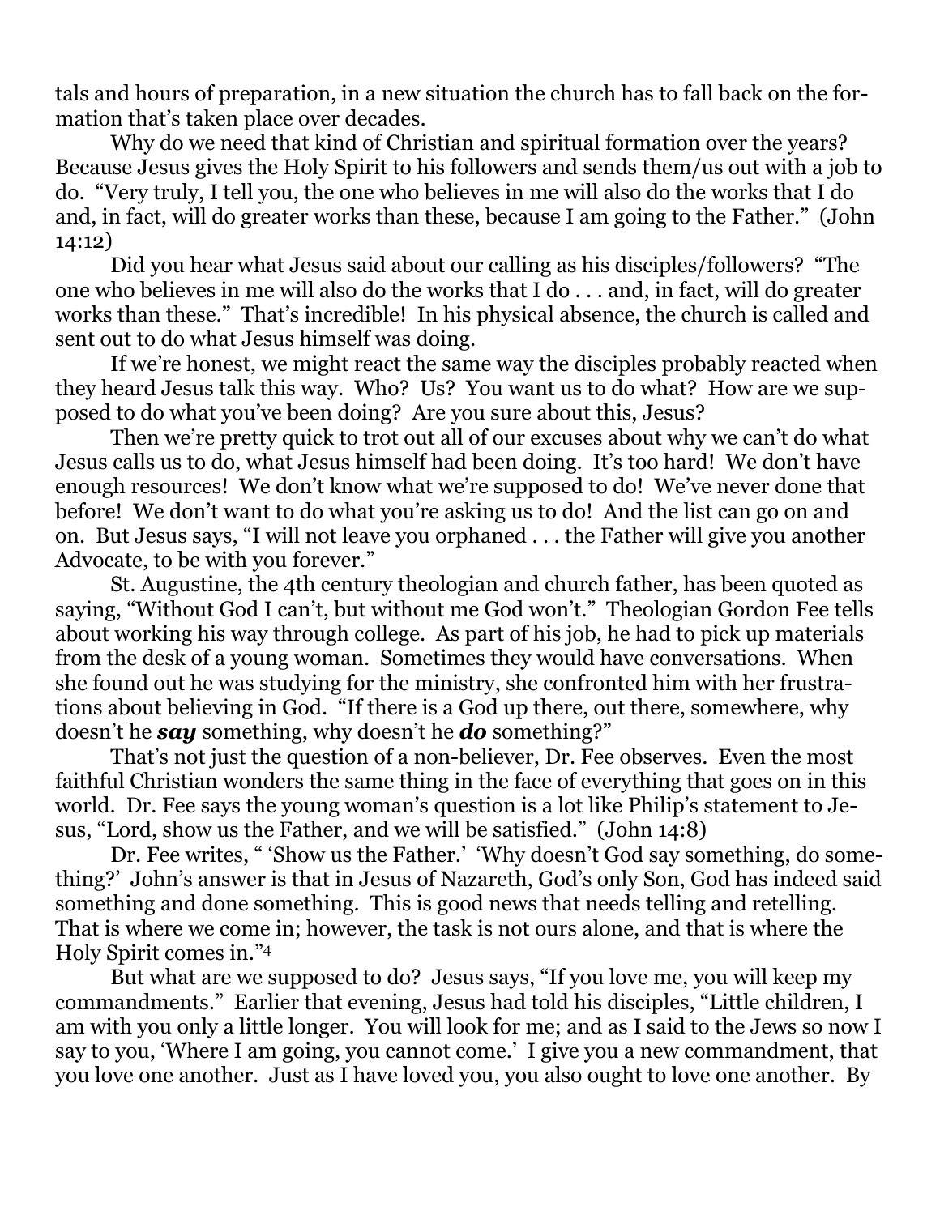tals and hours of preparation, in a new situation the church has to fall back on the formation that's taken place over decades.

Why do we need that kind of Christian and spiritual formation over the years? Because Jesus gives the Holy Spirit to his followers and sends them/us out with a job to do. "Very truly, I tell you, the one who believes in me will also do the works that I do and, in fact, will do greater works than these, because I am going to the Father." (John 14:12)

Did you hear what Jesus said about our calling as his disciples/followers? "The one who believes in me will also do the works that I do . . . and, in fact, will do greater works than these." That's incredible! In his physical absence, the church is called and sent out to do what Jesus himself was doing.

If we're honest, we might react the same way the disciples probably reacted when they heard Jesus talk this way. Who? Us? You want us to do what? How are we supposed to do what you've been doing? Are you sure about this, Jesus?

Then we're pretty quick to trot out all of our excuses about why we can't do what Jesus calls us to do, what Jesus himself had been doing. It's too hard! We don't have enough resources! We don't know what we're supposed to do! We've never done that before! We don't want to do what you're asking us to do! And the list can go on and on. But Jesus says, "I will not leave you orphaned . . . the Father will give you another Advocate, to be with you forever."

St. Augustine, the 4th century theologian and church father, has been quoted as saying, "Without God I can't, but without me God won't." Theologian Gordon Fee tells about working his way through college. As part of his job, he had to pick up materials from the desk of a young woman. Sometimes they would have conversations. When she found out he was studying for the ministry, she confronted him with her frustrations about believing in God. "If there is a God up there, out there, somewhere, why doesn't he ***say*** something, why doesn't he ***do*** something?"

That's not just the question of a non-believer, Dr. Fee observes. Even the most faithful Christian wonders the same thing in the face of everything that goes on in this world. Dr. Fee says the young woman's question is a lot like Philip's statement to Jesus, "Lord, show us the Father, and we will be satisfied." (John 14:8)

Dr. Fee writes, " 'Show us the Father.' 'Why doesn't God say something, do something?' John's answer is that in Jesus of Nazareth, God's only Son, God has indeed said something and done something. This is good news that needs telling and retelling. That is where we come in; however, the task is not ours alone, and that is where the Holy Spirit comes in."[4]

But what are we supposed to do? Jesus says, "If you love me, you will keep my commandments." Earlier that evening, Jesus had told his disciples, "Little children, I am with you only a little longer. You will look for me; and as I said to the Jews so now I say to you, 'Where I am going, you cannot come.' I give you a new commandment, that you love one another. Just as I have loved you, you also ought to love one another. By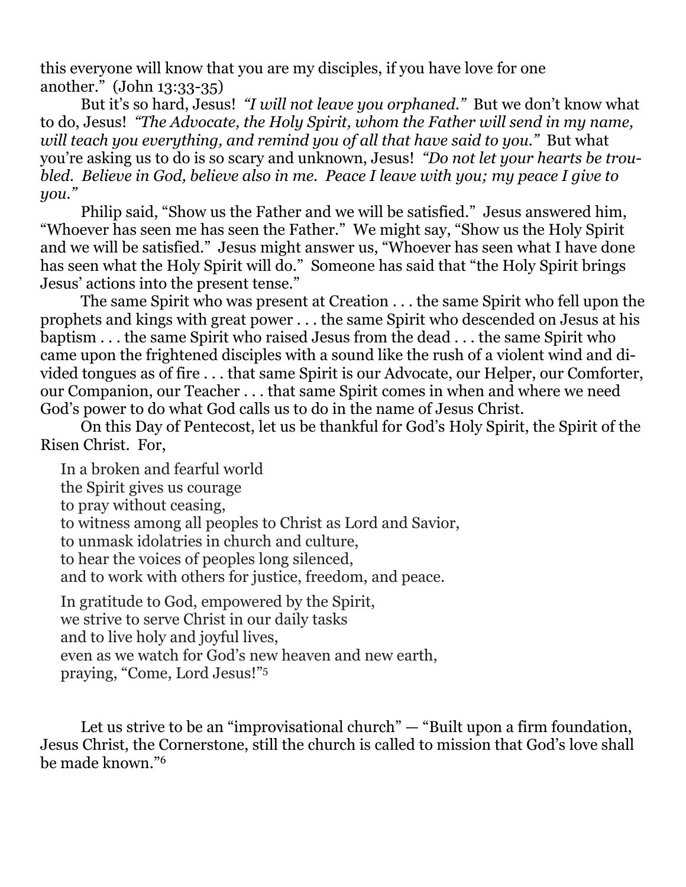this everyone will know that you are my disciples, if you have love for one another." (John 13:33-35)

But it's so hard, Jesus! *"I will not leave you orphaned."* But we don't know what to do, Jesus! *"The Advocate, the Holy Spirit, whom the Father will send in my name, will teach you everything, and remind you of all that have said to you."* But what you're asking us to do is so scary and unknown, Jesus! *"Do not let your hearts be troubled. Believe in God, believe also in me. Peace I leave with you; my peace I give to you."*

Philip said, "Show us the Father and we will be satisfied." Jesus answered him, "Whoever has seen me has seen the Father." We might say, "Show us the Holy Spirit and we will be satisfied." Jesus might answer us, "Whoever has seen what I have done has seen what the Holy Spirit will do." Someone has said that "the Holy Spirit brings Jesus' actions into the present tense."

The same Spirit who was present at Creation . . . the same Spirit who fell upon the prophets and kings with great power . . . the same Spirit who descended on Jesus at his baptism . . . the same Spirit who raised Jesus from the dead . . . the same Spirit who came upon the frightened disciples with a sound like the rush of a violent wind and divided tongues as of fire . . . that same Spirit is our Advocate, our Helper, our Comforter, our Companion, our Teacher . . . that same Spirit comes in when and where we need God's power to do what God calls us to do in the name of Jesus Christ.

On this Day of Pentecost, let us be thankful for God's Holy Spirit, the Spirit of the Risen Christ. For,

> In a broken and fearful world  
> the Spirit gives us courage  
> to pray without ceasing,  
> to witness among all peoples to Christ as Lord and Savior,  
> to unmask idolatries in church and culture,  
> to hear the voices of peoples long silenced,  
> and to work with others for justice, freedom, and peace.
>
> In gratitude to God, empowered by the Spirit,  
> we strive to serve Christ in our daily tasks  
> and to live holy and joyful lives,  
> even as we watch for God's new heaven and new earth,  
> praying, "Come, Lord Jesus!"[5]

Let us strive to be an "improvisational church" — "Built upon a firm foundation, Jesus Christ, the Cornerstone, still the church is called to mission that God's love shall be made known."[6]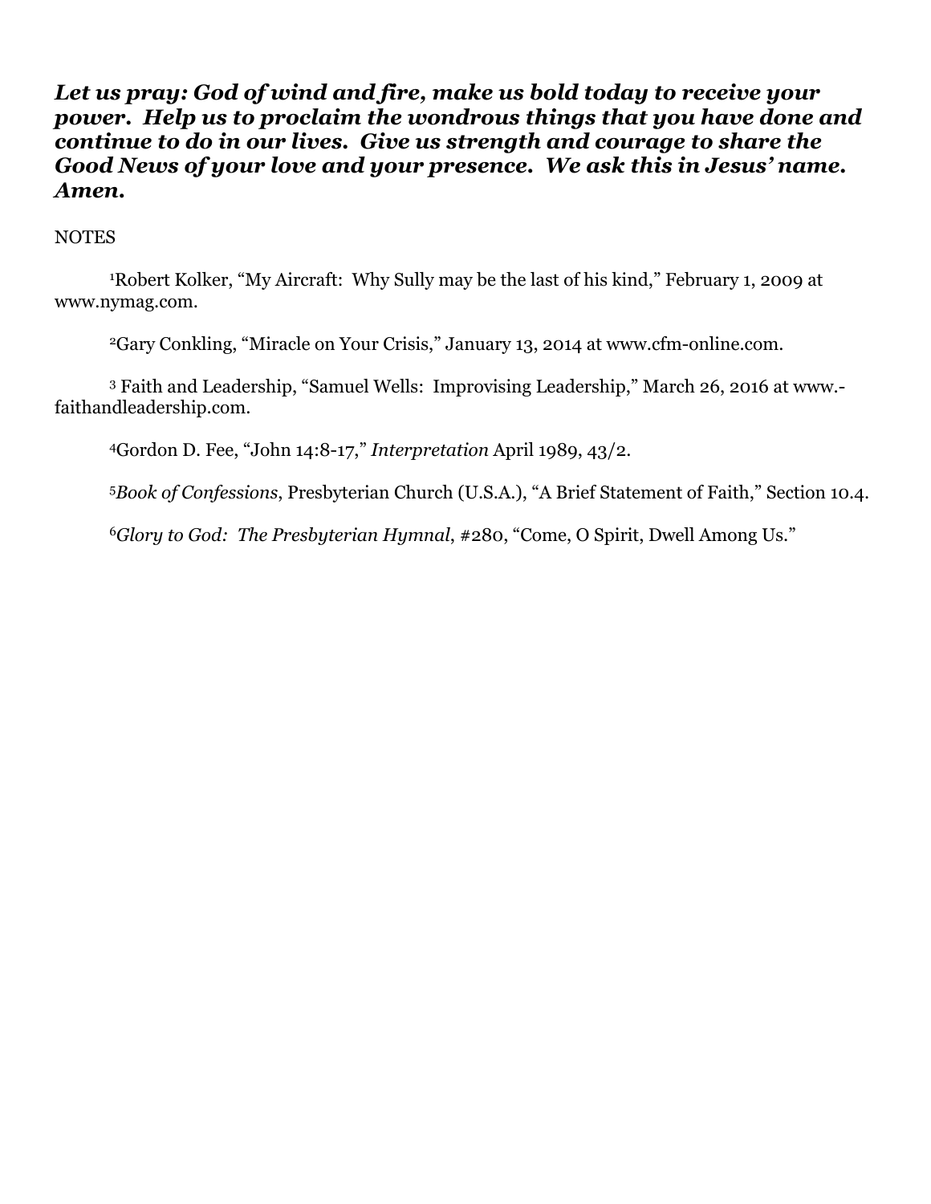***Let us pray: God of wind and fire, make us bold today to receive your power. Help us to proclaim the wondrous things that you have done and continue to do in our lives. Give us strength and courage to share the Good News of your love and your presence. We ask this in Jesus' name. Amen.***

NOTES

[1]Robert Kolker, "My Aircraft: Why Sully may be the last of his kind," February 1, 2009 at www.nymag.com.

[2]Gary Conkling, "Miracle on Your Crisis," January 13, 2014 at www.cfm-online.com.

[3] Faith and Leadership, "Samuel Wells: Improvising Leadership," March 26, 2016 at www.-faithandleadership.com.

[4]Gordon D. Fee, "John 14:8-17," *Interpretation* April 1989, 43/2.

[5]*Book of Confessions*, Presbyterian Church (U.S.A.), "A Brief Statement of Faith," Section 10.4.

[6]*Glory to God: The Presbyterian Hymnal*, #280, "Come, O Spirit, Dwell Among Us."